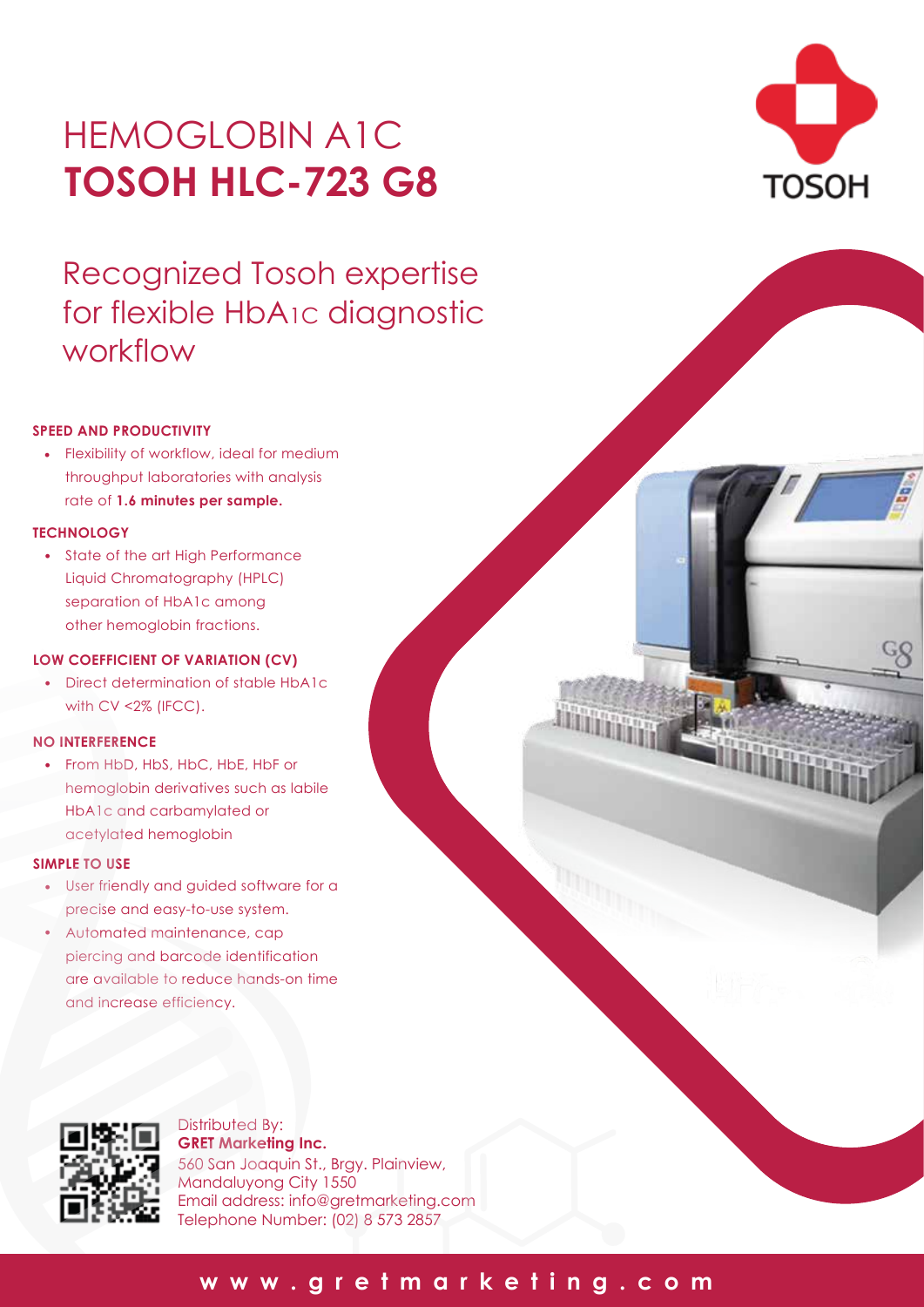# HEMOGLOBIN A1C
# **TOSOH HLC-723 G8**

TOSOH

## Recognized Tosoh expertise for flexible HbA1c diagnostic workflow

**SPEED AND PRODUCTIVITY**

- Flexibility of workflow, ideal for medium throughput laboratories with analysis rate of **1.6 minutes per sample.**

**TECHNOLOGY**

- State of the art High Performance Liquid Chromatography (HPLC) separation of HbA1c among other hemoglobin fractions.

**LOW COEFFICIENT OF VARIATION (CV)**

- Direct determination of stable HbA1c with CV <2% (IFCC).

**NO INTERFERENCE**

- From HbD, HbS, HbC, HbE, HbF or hemoglobin derivatives such as labile HbA1c and carbamylated or acetylated hemoglobin

**SIMPLE TO USE**

- User friendly and guided software for a precise and easy-to-use system.
- Automated maintenance, cap piercing and barcode identification are available to reduce hands-on time and increase efficiency.

Distributed By:
**GRET Marketing Inc.**
560 San Joaquin St., Brgy. Plainview,
Mandaluyong City 1550
Email address: info@gretmarketing.com
Telephone Number: (02) 8 573 2857

**www.gretmarketing.com**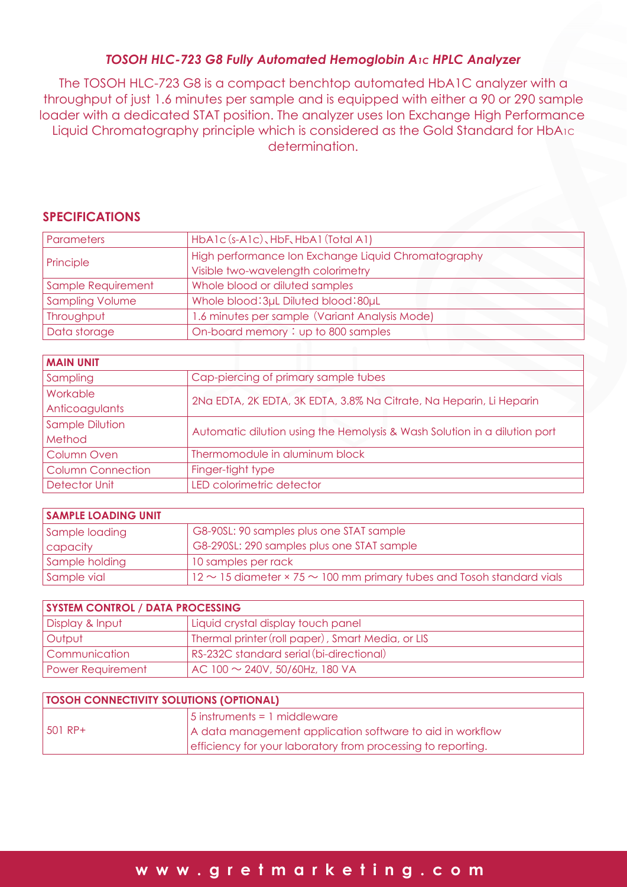### *TOSOH HLC-723 G8 Fully Automated Hemoglobin $A_{1C}$ HPLC Analyzer*

The TOSOH HLC-723 G8 is a compact benchtop automated HbA1C analyzer with a throughput of just 1.6 minutes per sample and is equipped with either a 90 or 290 sample loader with a dedicated STAT position. The analyzer uses Ion Exchange High Performance Liquid Chromatography principle which is considered as the Gold Standard for $HbA_{1C}$ determination.

## SPECIFICATIONS

| | |
|---|---|
| Parameters | HbA1c (s-A1c)、HbF、HbA1 (Total A1) |
| Principle | High performance Ion Exchange Liquid Chromatography<br>Visible two-wavelength colorimetry |
| Sample Requirement | Whole blood or diluted samples |
| Sampling Volume | Whole blood:3μL Diluted blood:80μL |
| Throughput | 1.6 minutes per sample (Variant Analysis Mode) |
| Data storage | On-board memory：up to 800 samples |

| MAIN UNIT | |
|---|---|
| Sampling | Cap-piercing of primary sample tubes |
| Workable Anticoagulants | 2Na EDTA, 2K EDTA, 3K EDTA, 3.8% Na Citrate, Na Heparin, Li Heparin |
| Sample Dilution Method | Automatic dilution using the Hemolysis & Wash Solution in a dilution port |
| Column Oven | Thermomodule in aluminum block |
| Column Connection | Finger-tight type |
| Detector Unit | LED colorimetric detector |

| SAMPLE LOADING UNIT | |
|---|---|
| Sample loading capacity | G8-90SL: 90 samples plus one STAT sample<br>G8-290SL: 290 samples plus one STAT sample |
| Sample holding | 10 samples per rack |
| Sample vial | 12 ～ 15 diameter × 75 ～ 100 mm primary tubes and Tosoh standard vials |

| SYSTEM CONTROL / DATA PROCESSING | |
|---|---|
| Display & Input | Liquid crystal display touch panel |
| Output | Thermal printer (roll paper), Smart Media, or LIS |
| Communication | RS-232C standard serial (bi-directional) |
| Power Requirement | AC 100 ～ 240V, 50/60Hz, 180 VA |

| TOSOH CONNECTIVITY SOLUTIONS (OPTIONAL) | |
|---|---|
| 501 RP+ | 5 instruments = 1 middleware<br>A data management application software to aid in workflow efficiency for your laboratory from processing to reporting. |

www.gretmarketing.com